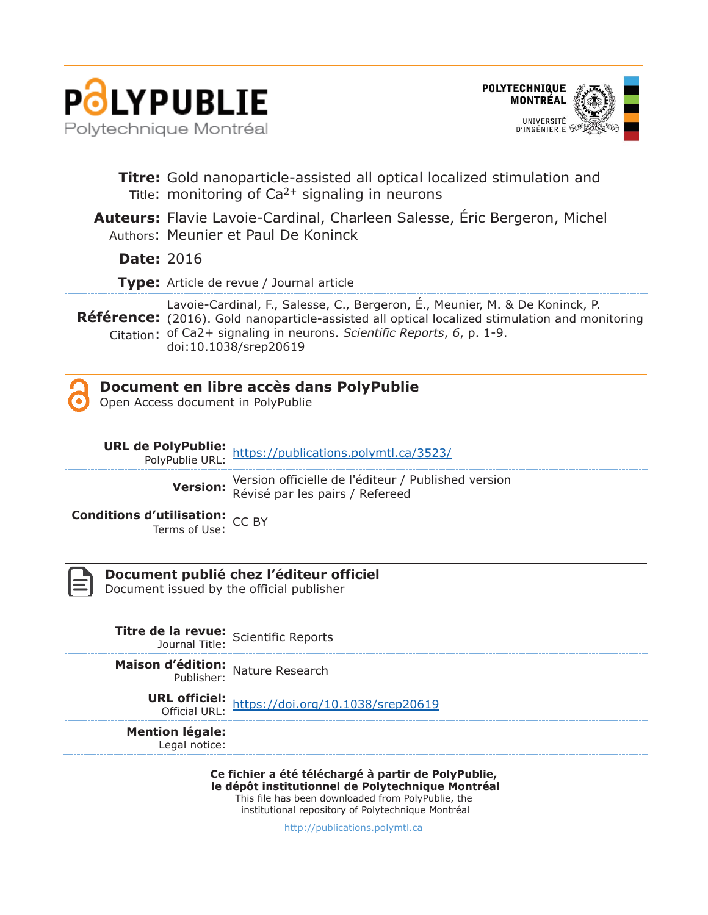# POLYPUBLIE

Polytechnique Montréal

POLYTECHNIQUE MONTRÉAL
UNIVERSITÉ D'INGÉNIERIE

| | |
|---|---|
| **Titre:** Title: | Gold nanoparticle-assisted all optical localized stimulation and monitoring of $Ca^{2+}$ signaling in neurons |
| **Auteurs:** Authors: | Flavie Lavoie-Cardinal, Charleen Salesse, Éric Bergeron, Michel Meunier et Paul De Koninck |
| **Date:** | 2016 |
| **Type:** | Article de revue / Journal article |
| **Référence:** Citation: | Lavoie-Cardinal, F., Salesse, C., Bergeron, É., Meunier, M. & De Koninck, P. (2016). Gold nanoparticle-assisted all optical localized stimulation and monitoring of Ca2+ signaling in neurons. *Scientific Reports*, *6*, p. 1-9. doi:10.1038/srep20619 |

## Document en libre accès dans PolyPublie
Open Access document in PolyPublie

| | |
|---|---|
| **URL de PolyPublie:** PolyPublie URL: | https://publications.polymtl.ca/3523/ |
| **Version:** | Version officielle de l'éditeur / Published version Révisé par les pairs / Refereed |
| **Conditions d'utilisation:** Terms of Use: | CC BY |

## Document publié chez l'éditeur officiel
Document issued by the official publisher

| | |
|---|---|
| **Titre de la revue:** Journal Title: | Scientific Reports |
| **Maison d'édition:** Publisher: | Nature Research |
| **URL officiel:** Official URL: | https://doi.org/10.1038/srep20619 |
| **Mention légale:** Legal notice: | |

**Ce fichier a été téléchargé à partir de PolyPublie, le dépôt institutionnel de Polytechnique Montréal**
This file has been downloaded from PolyPublie, the institutional repository of Polytechnique Montréal

http://publications.polymtl.ca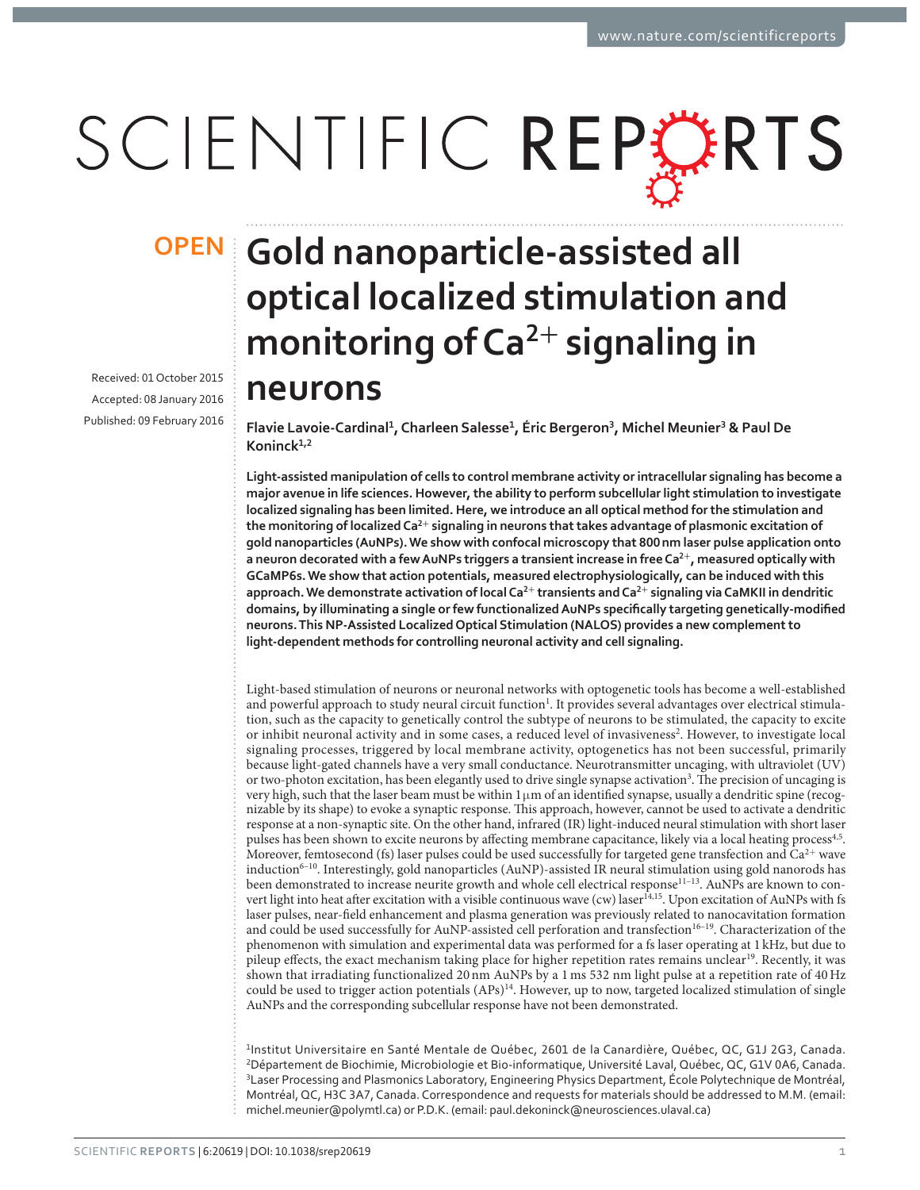# Gold nanoparticle-assisted all optical localized stimulation and monitoring of $Ca^{2+}$ signaling in neurons

Received: 01 October 2015

Accepted: 08 January 2016

Published: 09 February 2016

Flavie Lavoie-Cardinal[1], Charleen Salesse[1], Éric Bergeron[3], Michel Meunier[3] & Paul De Koninck[1,2]

**Light-assisted manipulation of cells to control membrane activity or intracellular signaling has become a major avenue in life sciences. However, the ability to perform subcellular light stimulation to investigate localized signaling has been limited. Here, we introduce an all optical method for the stimulation and the monitoring of localized $Ca^{2+}$ signaling in neurons that takes advantage of plasmonic excitation of gold nanoparticles (AuNPs). We show with confocal microscopy that 800 nm laser pulse application onto a neuron decorated with a few AuNPs triggers a transient increase in free $Ca^{2+}$, measured optically with GCaMP6s. We show that action potentials, measured electrophysiologically, can be induced with this approach. We demonstrate activation of local $Ca^{2+}$ transients and $Ca^{2+}$ signaling via CaMKII in dendritic domains, by illuminating a single or few functionalized AuNPs specifically targeting genetically-modified neurons. This NP-Assisted Localized Optical Stimulation (NALOS) provides a new complement to light-dependent methods for controlling neuronal activity and cell signaling.**

Light-based stimulation of neurons or neuronal networks with optogenetic tools has become a well-established and powerful approach to study neural circuit function[1]. It provides several advantages over electrical stimulation, such as the capacity to genetically control the subtype of neurons to be stimulated, the capacity to excite or inhibit neuronal activity and in some cases, a reduced level of invasiveness[2]. However, to investigate local signaling processes, triggered by local membrane activity, optogenetics has not been successful, primarily because light-gated channels have a very small conductance. Neurotransmitter uncaging, with ultraviolet (UV) or two-photon excitation, has been elegantly used to drive single synapse activation[3]. The precision of uncaging is very high, such that the laser beam must be within 1 μm of an identified synapse, usually a dendritic spine (recognizable by its shape) to evoke a synaptic response. This approach, however, cannot be used to activate a dendritic response at a non-synaptic site. On the other hand, infrared (IR) light-induced neural stimulation with short laser pulses has been shown to excite neurons by affecting membrane capacitance, likely via a local heating process[4,5]. Moreover, femtosecond (fs) laser pulses could be used successfully for targeted gene transfection and $Ca^{2+}$ wave induction[6–10]. Interestingly, gold nanoparticles (AuNP)-assisted IR neural stimulation using gold nanorods has been demonstrated to increase neurite growth and whole cell electrical response[11–13]. AuNPs are known to convert light into heat after excitation with a visible continuous wave (cw) laser[14,15]. Upon excitation of AuNPs with fs laser pulses, near-field enhancement and plasma generation was previously related to nanocavitation formation and could be used successfully for AuNP-assisted cell perforation and transfection[16–19]. Characterization of the phenomenon with simulation and experimental data was performed for a fs laser operating at 1 kHz, but due to pileup effects, the exact mechanism taking place for higher repetition rates remains unclear[19]. Recently, it was shown that irradiating functionalized 20 nm AuNPs by a 1 ms 532 nm light pulse at a repetition rate of 40 Hz could be used to trigger action potentials (APs)[14]. However, up to now, targeted localized stimulation of single AuNPs and the corresponding subcellular response have not been demonstrated.

[1]Institut Universitaire en Santé Mentale de Québec, 2601 de la Canardière, Québec, QC, G1J 2G3, Canada. [2]Département de Biochimie, Microbiologie et Bio-informatique, Université Laval, Québec, QC, G1V 0A6, Canada. [3]Laser Processing and Plasmonics Laboratory, Engineering Physics Department, École Polytechnique de Montréal, Montréal, QC, H3C 3A7, Canada. Correspondence and requests for materials should be addressed to M.M. (email: michel.meunier@polymtl.ca) or P.D.K. (email: paul.dekoninck@neurosciences.ulaval.ca)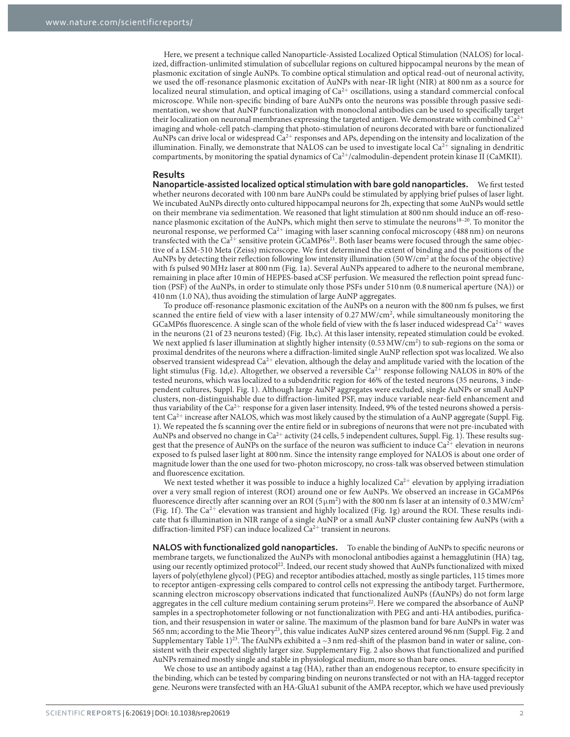Here, we present a technique called Nanoparticle-Assisted Localized Optical Stimulation (NALOS) for localized, diffraction-unlimited stimulation of subcellular regions on cultured hippocampal neurons by the mean of plasmonic excitation of single AuNPs. To combine optical stimulation and optical read-out of neuronal activity, we used the off-resonance plasmonic excitation of AuNPs with near-IR light (NIR) at 800 nm as a source for localized neural stimulation, and optical imaging of $Ca^{2+}$ oscillations, using a standard commercial confocal microscope. While non-specific binding of bare AuNPs onto the neurons was possible through passive sedimentation, we show that AuNP functionalization with monoclonal antibodies can be used to specifically target their localization on neuronal membranes expressing the targeted antigen. We demonstrate with combined $Ca^{2+}$ imaging and whole-cell patch-clamping that photo-stimulation of neurons decorated with bare or functionalized AuNPs can drive local or widespread $Ca^{2+}$ responses and APs, depending on the intensity and localization of the illumination. Finally, we demonstrate that NALOS can be used to investigate local $Ca^{2+}$ signaling in dendritic compartments, by monitoring the spatial dynamics of $Ca^{2+}$/calmodulin-dependent protein kinase II (CaMKII).

## Results

**Nanoparticle-assisted localized optical stimulation with bare gold nanoparticles.** We first tested whether neurons decorated with 100 nm bare AuNPs could be stimulated by applying brief pulses of laser light. We incubated AuNPs directly onto cultured hippocampal neurons for 2h, expecting that some AuNPs would settle on their membrane via sedimentation. We reasoned that light stimulation at 800 nm should induce an off-resonance plasmonic excitation of the AuNPs, which might then serve to stimulate the neurons[18–20]. To monitor the neuronal response, we performed $Ca^{2+}$ imaging with laser scanning confocal microscopy (488 nm) on neurons transfected with the $Ca^{2+}$ sensitive protein GCaMP6s[21]. Both laser beams were focused through the same objective of a LSM-510 Meta (Zeiss) microscope. We first determined the extent of binding and the positions of the AuNPs by detecting their reflection following low intensity illumination (50 W/cm$^2$ at the focus of the objective) with fs pulsed 90 MHz laser at 800 nm (Fig. 1a). Several AuNPs appeared to adhere to the neuronal membrane, remaining in place after 10 min of HEPES-based aCSF perfusion. We measured the reflection point spread function (PSF) of the AuNPs, in order to stimulate only those PSFs under 510 nm (0.8 numerical aperture (NA)) or 410 nm (1.0 NA), thus avoiding the stimulation of large AuNP aggregates.

To produce off-resonance plasmonic excitation of the AuNPs on a neuron with the 800 nm fs pulses, we first scanned the entire field of view with a laser intensity of 0.27 MW/cm$^2$, while simultaneously monitoring the GCaMP6s fluorescence. A single scan of the whole field of view with the fs laser induced widespread $Ca^{2+}$ waves in the neurons (21 of 23 neurons tested) (Fig. 1b,c). At this laser intensity, repeated stimulation could be evoked. We next applied fs laser illumination at slightly higher intensity (0.53 MW/cm$^2$) to sub-regions on the soma or proximal dendrites of the neurons where a diffraction-limited single AuNP reflection spot was localized. We also observed transient widespread $Ca^{2+}$ elevation, although the delay and amplitude varied with the location of the light stimulus (Fig. 1d,e). Altogether, we observed a reversible $Ca^{2+}$ response following NALOS in 80% of the tested neurons, which was localized to a subdendritic region for 46% of the tested neurons (35 neurons, 3 independent cultures, Suppl. Fig. 1). Although large AuNP aggregates were excluded, single AuNPs or small AuNP clusters, non-distinguishable due to diffraction-limited PSF, may induce variable near-field enhancement and thus variability of the $Ca^{2+}$ response for a given laser intensity. Indeed, 9% of the tested neurons showed a persistent $Ca^{2+}$ increase after NALOS, which was most likely caused by the stimulation of a AuNP aggregate (Suppl. Fig. 1). We repeated the fs scanning over the entire field or in subregions of neurons that were not pre-incubated with AuNPs and observed no change in $Ca^{2+}$ activity (24 cells, 5 independent cultures, Suppl. Fig. 1). These results suggest that the presence of AuNPs on the surface of the neuron was sufficient to induce $Ca^{2+}$ elevation in neurons exposed to fs pulsed laser light at 800 nm. Since the intensity range employed for NALOS is about one order of magnitude lower than the one used for two-photon microscopy, no cross-talk was observed between stimulation and fluorescence excitation.

We next tested whether it was possible to induce a highly localized $Ca^{2+}$ elevation by applying irradiation over a very small region of interest (ROI) around one or few AuNPs. We observed an increase in GCaMP6s fluorescence directly after scanning over an ROI (5 μm$^2$) with the 800 nm fs laser at an intensity of 0.3 MW/cm$^2$ (Fig. 1f). The $Ca^{2+}$ elevation was transient and highly localized (Fig. 1g) around the ROI. These results indicate that fs illumination in NIR range of a single AuNP or a small AuNP cluster containing few AuNPs (with a diffraction-limited PSF) can induce localized $Ca^{2+}$ transient in neurons.

**NALOS with functionalized gold nanoparticles.** To enable the binding of AuNPs to specific neurons or membrane targets, we functionalized the AuNPs with monoclonal antibodies against a hemagglutinin (HA) tag, using our recently optimized protocol[22]. Indeed, our recent study showed that AuNPs functionalized with mixed layers of poly(ethylene glycol) (PEG) and receptor antibodies attached, mostly as single particles, 115 times more to receptor antigen-expressing cells compared to control cells not expressing the antibody target. Furthermore, scanning electron microscopy observations indicated that functionalized AuNPs (fAuNPs) do not form large aggregates in the cell culture medium containing serum proteins[22]. Here we compared the absorbance of AuNP samples in a spectrophotometer following or not functionalization with PEG and anti-HA antibodies, purification, and their resuspension in water or saline. The maximum of the plasmon band for bare AuNPs in water was 565 nm; according to the Mie Theory[23], this value indicates AuNP sizes centered around 96 nm (Suppl. Fig. 2 and Supplementary Table 1)[23]. The fAuNPs exhibited a ~3 nm red-shift of the plasmon band in water or saline, consistent with their expected slightly larger size. Supplementary Fig. 2 also shows that functionalized and purified AuNPs remained mostly single and stable in physiological medium, more so than bare ones.

We chose to use an antibody against a tag (HA), rather than an endogenous receptor, to ensure specificity in the binding, which can be tested by comparing binding on neurons transfected or not with an HA-tagged receptor gene. Neurons were transfected with an HA-GluA1 subunit of the AMPA receptor, which we have used previously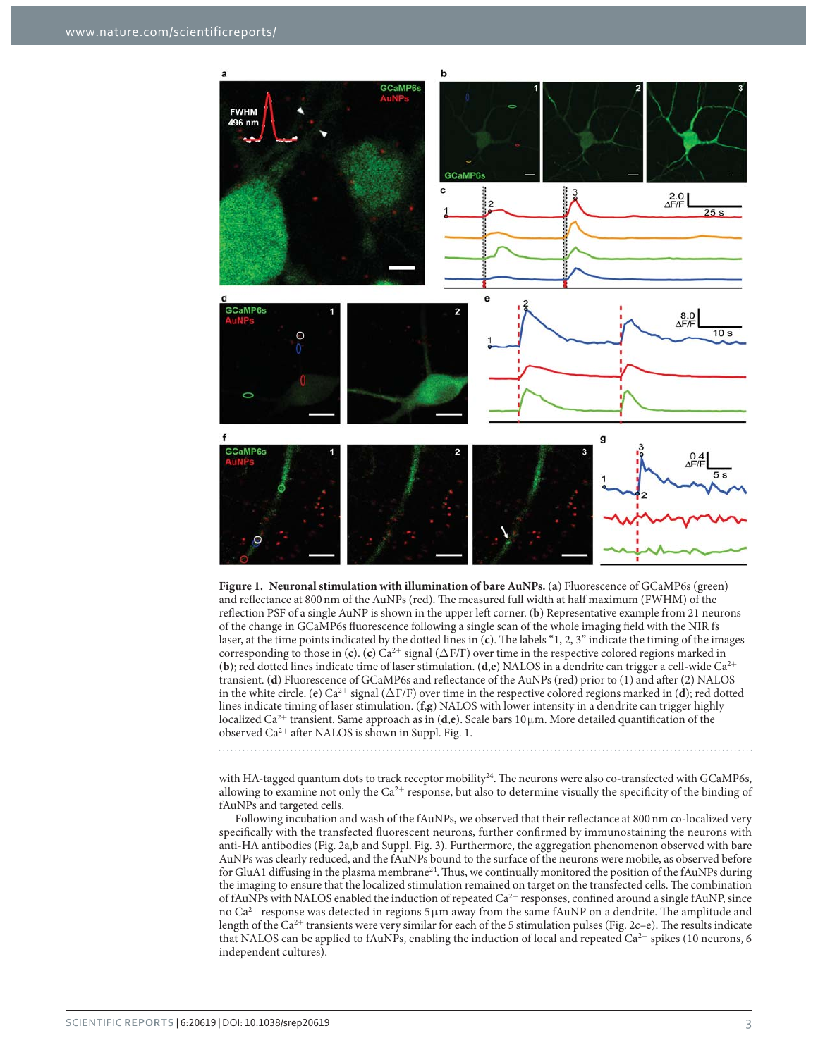**Figure 1. Neuronal stimulation with illumination of bare AuNPs.** (**a**) Fluorescence of GCaMP6s (green) and reflectance at 800 nm of the AuNPs (red). The measured full width at half maximum (FWHM) of the reflection PSF of a single AuNP is shown in the upper left corner. (**b**) Representative example from 21 neurons of the change in GCaMP6s fluorescence following a single scan of the whole imaging field with the NIR fs laser, at the time points indicated by the dotted lines in (**c**). The labels "1, 2, 3" indicate the timing of the images corresponding to those in (**c**). (**c**) $Ca^{2+}$ signal ($\Delta F/F$) over time in the respective colored regions marked in (**b**); red dotted lines indicate time of laser stimulation. (**d**,**e**) NALOS in a dendrite can trigger a cell-wide $Ca^{2+}$ transient. (**d**) Fluorescence of GCaMP6s and reflectance of the AuNPs (red) prior to (1) and after (2) NALOS in the white circle. (**e**) $Ca^{2+}$ signal ($\Delta F/F$) over time in the respective colored regions marked in (**d**); red dotted lines indicate timing of laser stimulation. (**f**,**g**) NALOS with lower intensity in a dendrite can trigger highly localized $Ca^{2+}$ transient. Same approach as in (**d**,**e**). Scale bars 10 μm. More detailed quantification of the observed $Ca^{2+}$ after NALOS is shown in Suppl. Fig. 1.

with HA-tagged quantum dots to track receptor mobility[24]. The neurons were also co-transfected with GCaMP6s, allowing to examine not only the $Ca^{2+}$ response, but also to determine visually the specificity of the binding of fAuNPs and targeted cells.

Following incubation and wash of the fAuNPs, we observed that their reflectance at 800 nm co-localized very specifically with the transfected fluorescent neurons, further confirmed by immunostaining the neurons with anti-HA antibodies (Fig. 2a,b and Suppl. Fig. 3). Furthermore, the aggregation phenomenon observed with bare AuNPs was clearly reduced, and the fAuNPs bound to the surface of the neurons were mobile, as observed before for GluA1 diffusing in the plasma membrane[24]. Thus, we continually monitored the position of the fAuNPs during the imaging to ensure that the localized stimulation remained on target on the transfected cells. The combination of fAuNPs with NALOS enabled the induction of repeated $Ca^{2+}$ responses, confined around a single fAuNP, since no $Ca^{2+}$ response was detected in regions 5 μm away from the same fAuNP on a dendrite. The amplitude and length of the $Ca^{2+}$ transients were very similar for each of the 5 stimulation pulses (Fig. 2c–e). The results indicate that NALOS can be applied to fAuNPs, enabling the induction of local and repeated $Ca^{2+}$ spikes (10 neurons, 6 independent cultures).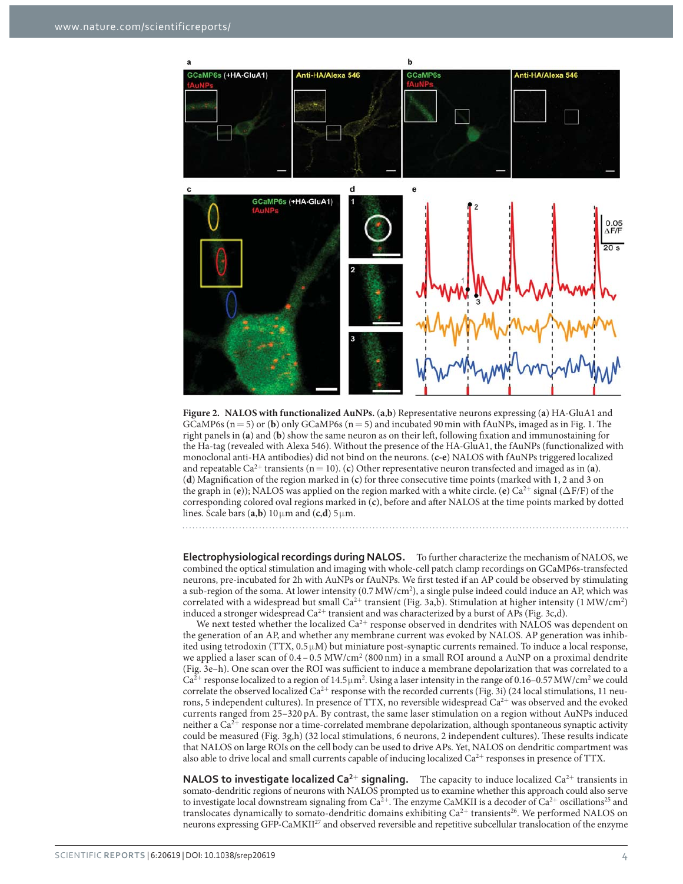**Figure 2. NALOS with functionalized AuNPs.** (**a**,**b**) Representative neurons expressing (**a**) HA-GluA1 and GCaMP6s (n = 5) or (**b**) only GCaMP6s (n = 5) and incubated 90 min with fAuNPs, imaged as in Fig. 1. The right panels in (**a**) and (**b**) show the same neuron as on their left, following fixation and immunostaining for the Ha-tag (revealed with Alexa 546). Without the presence of the HA-GluA1, the fAuNPs (functionalized with monoclonal anti-HA antibodies) did not bind on the neurons. (**c**-**e**) NALOS with fAuNPs triggered localized and repeatable $Ca^{2+}$ transients (n = 10). (**c**) Other representative neuron transfected and imaged as in (**a**). (**d**) Magnification of the region marked in (**c**) for three consecutive time points (marked with 1, 2 and 3 on the graph in (**e**)); NALOS was applied on the region marked with a white circle. (**e**) $Ca^{2+}$ signal ($\Delta F/F$) of the corresponding colored oval regions marked in (**c**), before and after NALOS at the time points marked by dotted lines. Scale bars (**a**,**b**) 10 μm and (**c**,**d**) 5 μm.

**Electrophysiological recordings during NALOS.** To further characterize the mechanism of NALOS, we combined the optical stimulation and imaging with whole-cell patch clamp recordings on GCaMP6s-transfected neurons, pre-incubated for 2h with AuNPs or fAuNPs. We first tested if an AP could be observed by stimulating a sub-region of the soma. At lower intensity (0.7 MW/cm$^2$), a single pulse indeed could induce an AP, which was correlated with a widespread but small $Ca^{2+}$ transient (Fig. 3a,b). Stimulation at higher intensity (1 MW/cm$^2$) induced a stronger widespread $Ca^{2+}$ transient and was characterized by a burst of APs (Fig. 3c,d).

We next tested whether the localized $Ca^{2+}$ response observed in dendrites with NALOS was dependent on the generation of an AP, and whether any membrane current was evoked by NALOS. AP generation was inhibited using tetrodoxin (TTX, 0.5 μM) but miniature post-synaptic currents remained. To induce a local response, we applied a laser scan of 0.4 – 0.5 MW/cm$^2$ (800 nm) in a small ROI around a AuNP on a proximal dendrite (Fig. 3e–h). One scan over the ROI was sufficient to induce a membrane depolarization that was correlated to a $Ca^{2+}$ response localized to a region of 14.5 μm$^2$. Using a laser intensity in the range of 0.16–0.57 MW/cm$^2$ we could correlate the observed localized $Ca^{2+}$ response with the recorded currents (Fig. 3i) (24 local stimulations, 11 neurons, 5 independent cultures). In presence of TTX, no reversible widespread $Ca^{2+}$ was observed and the evoked currents ranged from 25–320 pA. By contrast, the same laser stimulation on a region without AuNPs induced neither a $Ca^{2+}$ response nor a time-correlated membrane depolarization, although spontaneous synaptic activity could be measured (Fig. 3g,h) (32 local stimulations, 6 neurons, 2 independent cultures). These results indicate that NALOS on large ROIs on the cell body can be used to drive APs. Yet, NALOS on dendritic compartment was also able to drive local and small currents capable of inducing localized $Ca^{2+}$ responses in presence of TTX.

**NALOS to investigate localized $Ca^{2+}$ signaling.** The capacity to induce localized $Ca^{2+}$ transients in somato-dendritic regions of neurons with NALOS prompted us to examine whether this approach could also serve to investigate local downstream signaling from $Ca^{2+}$. The enzyme CaMKII is a decoder of $Ca^{2+}$ oscillations[25] and translocates dynamically to somato-dendritic domains exhibiting $Ca^{2+}$ transients[26]. We performed NALOS on neurons expressing GFP-CaMKII[27] and observed reversible and repetitive subcellular translocation of the enzyme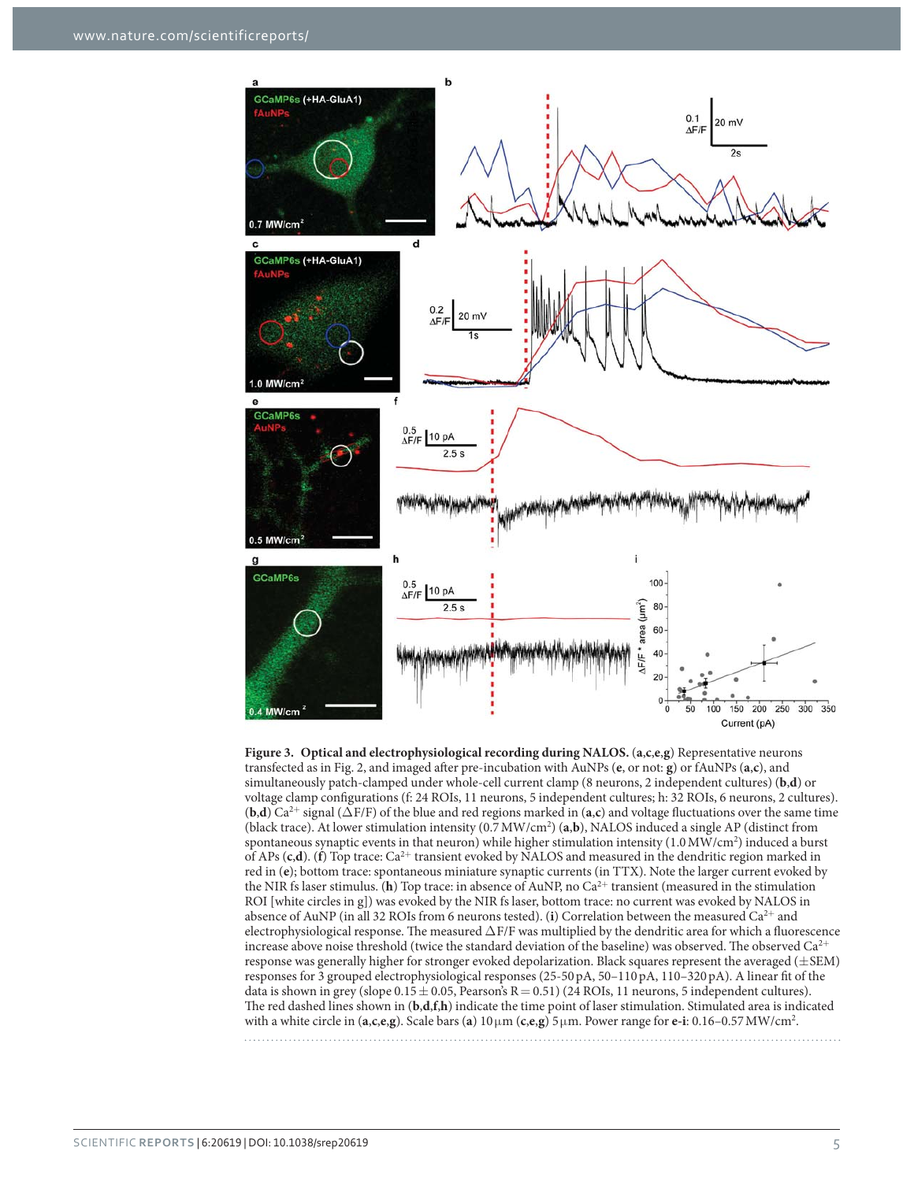**Figure 3. Optical and electrophysiological recording during NALOS.** (**a**,**c**,**e**,**g**) Representative neurons transfected as in Fig. 2, and imaged after pre-incubation with AuNPs (**e**, or not: **g**) or fAuNPs (**a**,**c**), and simultaneously patch-clamped under whole-cell current clamp (8 neurons, 2 independent cultures) (**b**,**d**) or voltage clamp configurations (f: 24 ROIs, 11 neurons, 5 independent cultures; h: 32 ROIs, 6 neurons, 2 cultures). (**b**,**d**) $Ca^{2+}$ signal ($\Delta F/F$) of the blue and red regions marked in (**a**,**c**) and voltage fluctuations over the same time (black trace). At lower stimulation intensity (0.7 $MW/cm^2$) (**a**,**b**), NALOS induced a single AP (distinct from spontaneous synaptic events in that neuron) while higher stimulation intensity (1.0 $MW/cm^2$) induced a burst of APs (**c**,**d**). (**f**) Top trace: $Ca^{2+}$ transient evoked by NALOS and measured in the dendritic region marked in red in (**e**); bottom trace: spontaneous miniature synaptic currents (in TTX). Note the larger current evoked by the NIR fs laser stimulus. (**h**) Top trace: in absence of AuNP, no $Ca^{2+}$ transient (measured in the stimulation ROI [white circles in g]) was evoked by the NIR fs laser, bottom trace: no current was evoked by NALOS in absence of AuNP (in all 32 ROIs from 6 neurons tested). (**i**) Correlation between the measured $Ca^{2+}$ and electrophysiological response. The measured $\Delta F/F$ was multiplied by the dendritic area for which a fluorescence increase above noise threshold (twice the standard deviation of the baseline) was observed. The observed $Ca^{2+}$ response was generally higher for stronger evoked depolarization. Black squares represent the averaged ($\pm$SEM) responses for 3 grouped electrophysiological responses (25-50 pA, 50–110 pA, 110–320 pA). A linear fit of the data is shown in grey (slope $0.15 \pm 0.05$, Pearson's $R = 0.51$) (24 ROIs, 11 neurons, 5 independent cultures). The red dashed lines shown in (**b**,**d**,**f**,**h**) indicate the time point of laser stimulation. Stimulated area is indicated with a white circle in (**a**,**c**,**e**,**g**). Scale bars (**a**) 10 μm (**c**,**e**,**g**) 5 μm. Power range for **e-i**: 0.16–0.57 $MW/cm^2$.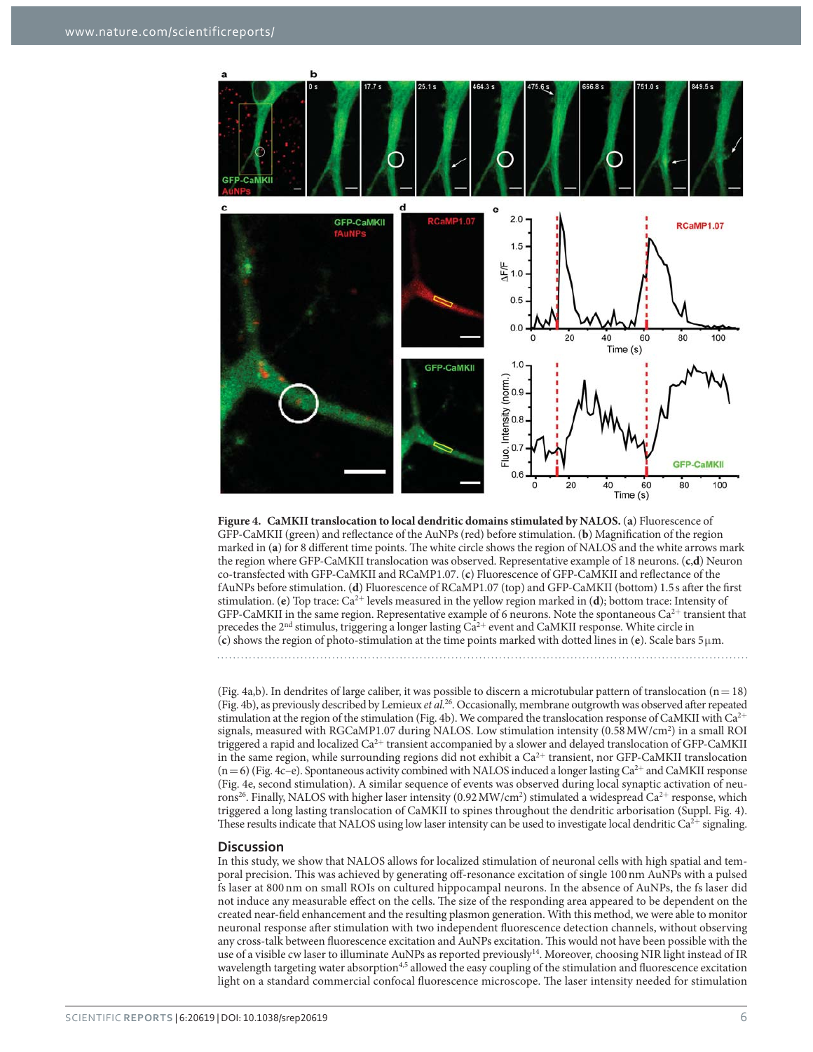**Figure 4. CaMKII translocation to local dendritic domains stimulated by NALOS.** (**a**) Fluorescence of GFP-CaMKII (green) and reflectance of the AuNPs (red) before stimulation. (**b**) Magnification of the region marked in (**a**) for 8 different time points. The white circle shows the region of NALOS and the white arrows mark the region where GFP-CaMKII translocation was observed. Representative example of 18 neurons. (**c**,**d**) Neuron co-transfected with GFP-CaMKII and RCaMP1.07. (**c**) Fluorescence of GFP-CaMKII and reflectance of the fAuNPs before stimulation. (**d**) Fluorescence of RCaMP1.07 (top) and GFP-CaMKII (bottom) 1.5 s after the first stimulation. (**e**) Top trace: $Ca^{2+}$ levels measured in the yellow region marked in (**d**); bottom trace: Intensity of GFP-CaMKII in the same region. Representative example of 6 neurons. Note the spontaneous $Ca^{2+}$ transient that precedes the 2nd stimulus, triggering a longer lasting $Ca^{2+}$ event and CaMKII response. White circle in (**c**) shows the region of photo-stimulation at the time points marked with dotted lines in (**e**). Scale bars 5 μm.

(Fig. 4a,b). In dendrites of large caliber, it was possible to discern a microtubular pattern of translocation ($n = 18$) (Fig. 4b), as previously described by Lemieux *et al.*[26]. Occasionally, membrane outgrowth was observed after repeated stimulation at the region of the stimulation (Fig. 4b). We compared the translocation response of CaMKII with $Ca^{2+}$ signals, measured with RGCaMP1.07 during NALOS. Low stimulation intensity (0.58 MW/cm$^2$) in a small ROI triggered a rapid and localized $Ca^{2+}$ transient accompanied by a slower and delayed translocation of GFP-CaMKII in the same region, while surrounding regions did not exhibit a $Ca^{2+}$ transient, nor GFP-CaMKII translocation ($n = 6$) (Fig. 4c–e). Spontaneous activity combined with NALOS induced a longer lasting $Ca^{2+}$ and CaMKII response (Fig. 4e, second stimulation). A similar sequence of events was observed during local synaptic activation of neurons[26]. Finally, NALOS with higher laser intensity (0.92 MW/cm$^2$) stimulated a widespread $Ca^{2+}$ response, which triggered a long lasting translocation of CaMKII to spines throughout the dendritic arborisation (Suppl. Fig. 4). These results indicate that NALOS using low laser intensity can be used to investigate local dendritic $Ca^{2+}$ signaling.

## Discussion

In this study, we show that NALOS allows for localized stimulation of neuronal cells with high spatial and temporal precision. This was achieved by generating off-resonance excitation of single 100 nm AuNPs with a pulsed fs laser at 800 nm on small ROIs on cultured hippocampal neurons. In the absence of AuNPs, the fs laser did not induce any measurable effect on the cells. The size of the responding area appeared to be dependent on the created near-field enhancement and the resulting plasmon generation. With this method, we were able to monitor neuronal response after stimulation with two independent fluorescence detection channels, without observing any cross-talk between fluorescence excitation and AuNPs excitation. This would not have been possible with the use of a visible cw laser to illuminate AuNPs as reported previously[14]. Moreover, choosing NIR light instead of IR wavelength targeting water absorption[4,5] allowed the easy coupling of the stimulation and fluorescence excitation light on a standard commercial confocal fluorescence microscope. The laser intensity needed for stimulation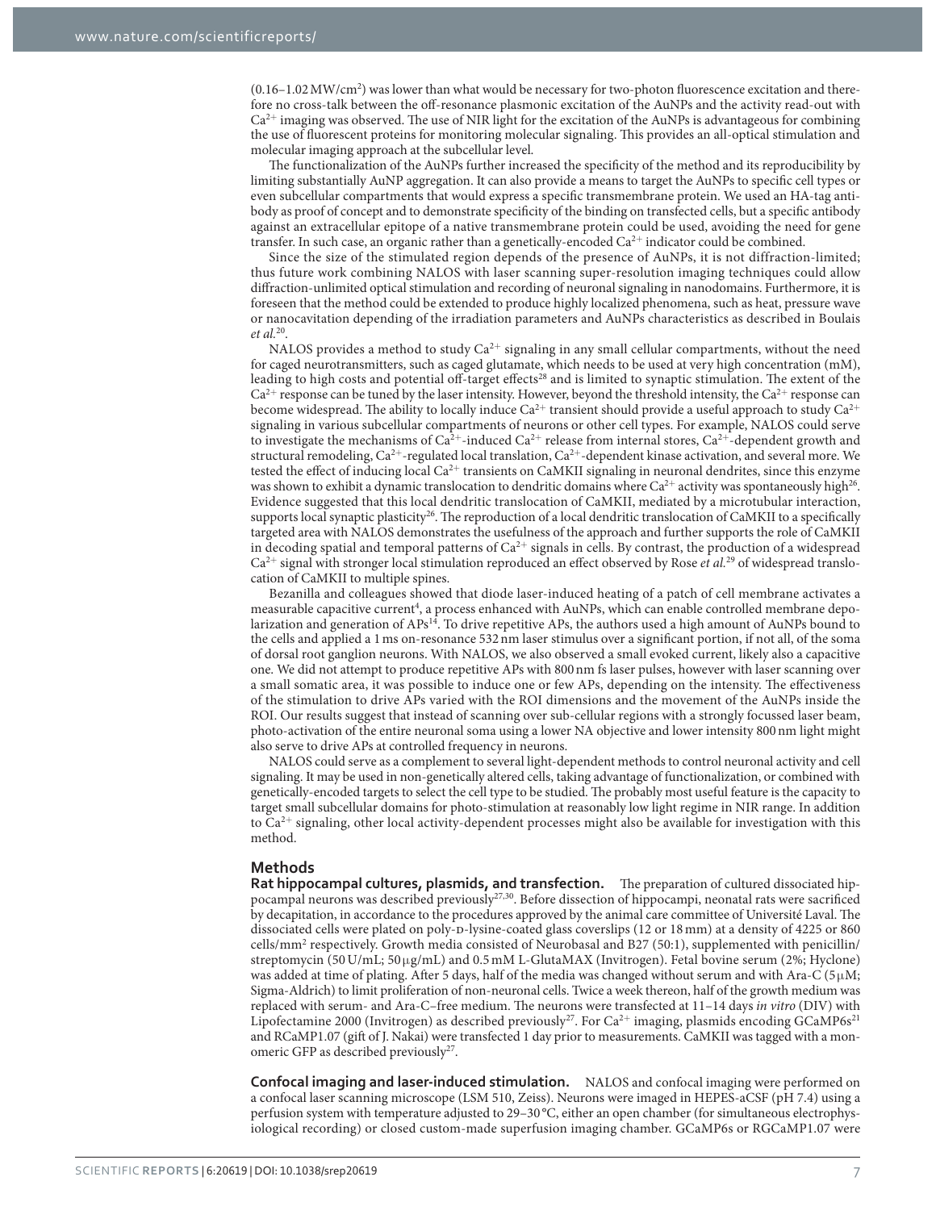(0.16–1.02 MW/cm$^2$) was lower than what would be necessary for two-photon fluorescence excitation and therefore no cross-talk between the off-resonance plasmonic excitation of the AuNPs and the activity read-out with $Ca^{2+}$ imaging was observed. The use of NIR light for the excitation of the AuNPs is advantageous for combining the use of fluorescent proteins for monitoring molecular signaling. This provides an all-optical stimulation and molecular imaging approach at the subcellular level.

The functionalization of the AuNPs further increased the specificity of the method and its reproducibility by limiting substantially AuNP aggregation. It can also provide a means to target the AuNPs to specific cell types or even subcellular compartments that would express a specific transmembrane protein. We used an HA-tag antibody as proof of concept and to demonstrate specificity of the binding on transfected cells, but a specific antibody against an extracellular epitope of a native transmembrane protein could be used, avoiding the need for gene transfer. In such case, an organic rather than a genetically-encoded $Ca^{2+}$ indicator could be combined.

Since the size of the stimulated region depends of the presence of AuNPs, it is not diffraction-limited; thus future work combining NALOS with laser scanning super-resolution imaging techniques could allow diffraction-unlimited optical stimulation and recording of neuronal signaling in nanodomains. Furthermore, it is foreseen that the method could be extended to produce highly localized phenomena, such as heat, pressure wave or nanocavitation depending of the irradiation parameters and AuNPs characteristics as described in Boulais *et al.*[20].

NALOS provides a method to study $Ca^{2+}$ signaling in any small cellular compartments, without the need for caged neurotransmitters, such as caged glutamate, which needs to be used at very high concentration (mM), leading to high costs and potential off-target effects[28] and is limited to synaptic stimulation. The extent of the $Ca^{2+}$ response can be tuned by the laser intensity. However, beyond the threshold intensity, the $Ca^{2+}$ response can become widespread. The ability to locally induce $Ca^{2+}$ transient should provide a useful approach to study $Ca^{2+}$ signaling in various subcellular compartments of neurons or other cell types. For example, NALOS could serve to investigate the mechanisms of $Ca^{2+}$-induced $Ca^{2+}$ release from internal stores, $Ca^{2+}$-dependent growth and structural remodeling, $Ca^{2+}$-regulated local translation, $Ca^{2+}$-dependent kinase activation, and several more. We tested the effect of inducing local $Ca^{2+}$ transients on CaMKII signaling in neuronal dendrites, since this enzyme was shown to exhibit a dynamic translocation to dendritic domains where $Ca^{2+}$ activity was spontaneously high[26]. Evidence suggested that this local dendritic translocation of CaMKII, mediated by a microtubular interaction, supports local synaptic plasticity[26]. The reproduction of a local dendritic translocation of CaMKII to a specifically targeted area with NALOS demonstrates the usefulness of the approach and further supports the role of CaMKII in decoding spatial and temporal patterns of $Ca^{2+}$ signals in cells. By contrast, the production of a widespread $Ca^{2+}$ signal with stronger local stimulation reproduced an effect observed by Rose *et al.*[29] of widespread translocation of CaMKII to multiple spines.

Bezanilla and colleagues showed that diode laser-induced heating of a patch of cell membrane activates a measurable capacitive current[4], a process enhanced with AuNPs, which can enable controlled membrane depolarization and generation of APs[14]. To drive repetitive APs, the authors used a high amount of AuNPs bound to the cells and applied a 1 ms on-resonance 532 nm laser stimulus over a significant portion, if not all, of the soma of dorsal root ganglion neurons. With NALOS, we also observed a small evoked current, likely also a capacitive one. We did not attempt to produce repetitive APs with 800 nm fs laser pulses, however with laser scanning over a small somatic area, it was possible to induce one or few APs, depending on the intensity. The effectiveness of the stimulation to drive APs varied with the ROI dimensions and the movement of the AuNPs inside the ROI. Our results suggest that instead of scanning over sub-cellular regions with a strongly focussed laser beam, photo-activation of the entire neuronal soma using a lower NA objective and lower intensity 800 nm light might also serve to drive APs at controlled frequency in neurons.

NALOS could serve as a complement to several light-dependent methods to control neuronal activity and cell signaling. It may be used in non-genetically altered cells, taking advantage of functionalization, or combined with genetically-encoded targets to select the cell type to be studied. The probably most useful feature is the capacity to target small subcellular domains for photo-stimulation at reasonably low light regime in NIR range. In addition to $Ca^{2+}$ signaling, other local activity-dependent processes might also be available for investigation with this method.

## Methods

**Rat hippocampal cultures, plasmids, and transfection.** The preparation of cultured dissociated hippocampal neurons was described previously[27,30]. Before dissection of hippocampi, neonatal rats were sacrificed by decapitation, in accordance to the procedures approved by the animal care committee of Université Laval. The dissociated cells were plated on poly-D-lysine-coated glass coverslips (12 or 18 mm) at a density of 4225 or 860 cells/mm$^2$ respectively. Growth media consisted of Neurobasal and B27 (50:1), supplemented with penicillin/streptomycin (50 U/mL; 50 μg/mL) and 0.5 mM L-GlutaMAX (Invitrogen). Fetal bovine serum (2%; Hyclone) was added at time of plating. After 5 days, half of the media was changed without serum and with Ara-C (5 μM; Sigma-Aldrich) to limit proliferation of non-neuronal cells. Twice a week thereon, half of the growth medium was replaced with serum- and Ara-C–free medium. The neurons were transfected at 11–14 days *in vitro* (DIV) with Lipofectamine 2000 (Invitrogen) as described previously[27]. For $Ca^{2+}$ imaging, plasmids encoding GCaMP6s[21] and RCaMP1.07 (gift of J. Nakai) were transfected 1 day prior to measurements. CaMKII was tagged with a monomeric GFP as described previously[27].

**Confocal imaging and laser-induced stimulation.** NALOS and confocal imaging were performed on a confocal laser scanning microscope (LSM 510, Zeiss). Neurons were imaged in HEPES-aCSF (pH 7.4) using a perfusion system with temperature adjusted to 29–30 °C, either an open chamber (for simultaneous electrophysiological recording) or closed custom-made superfusion imaging chamber. GCaMP6s or RGCaMP1.07 were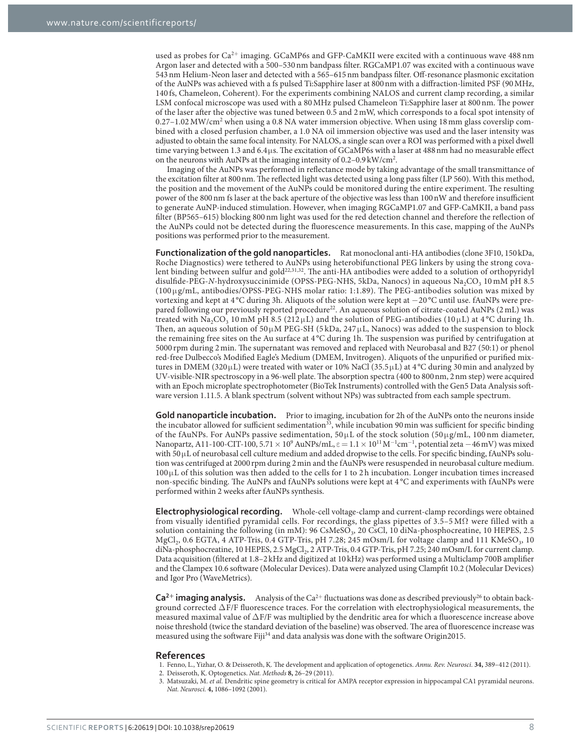used as probes for $Ca^{2+}$ imaging. GCaMP6s and GFP-CaMKII were excited with a continuous wave 488 nm Argon laser and detected with a 500–530 nm bandpass filter. RGCaMP1.07 was excited with a continuous wave 543 nm Helium-Neon laser and detected with a 565–615 nm bandpass filter. Off-resonance plasmonic excitation of the AuNPs was achieved with a fs pulsed Ti:Sapphire laser at 800 nm with a diffraction-limited PSF (90 MHz, 140 fs, Chameleon, Coherent). For the experiments combining NALOS and current clamp recording, a similar LSM confocal microscope was used with a 80 MHz pulsed Chameleon Ti:Sapphire laser at 800 nm. The power of the laser after the objective was tuned between 0.5 and 2 mW, which corresponds to a focal spot intensity of 0.27–1.02 MW/cm$^2$ when using a 0.8 NA water immersion objective. When using 18 mm glass coverslip combined with a closed perfusion chamber, a 1.0 NA oil immersion objective was used and the laser intensity was adjusted to obtain the same focal intensity. For NALOS, a single scan over a ROI was performed with a pixel dwell time varying between 1.3 and 6.4 μs. The excitation of GCaMP6s with a laser at 488 nm had no measurable effect on the neurons with AuNPs at the imaging intensity of 0.2–0.9 kW/cm$^2$.

Imaging of the AuNPs was performed in reflectance mode by taking advantage of the small transmittance of the excitation filter at 800 nm. The reflected light was detected using a long pass filter (LP 560). With this method, the position and the movement of the AuNPs could be monitored during the entire experiment. The resulting power of the 800 nm fs laser at the back aperture of the objective was less than 100 nW and therefore insufficient to generate AuNP-induced stimulation. However, when imaging RGCaMP1.07 and GFP-CaMKII, a band pass filter (BP565–615) blocking 800 nm light was used for the red detection channel and therefore the reflection of the AuNPs could not be detected during the fluorescence measurements. In this case, mapping of the AuNPs positions was performed prior to the measurement.

**Functionalization of the gold nanoparticles.** Rat monoclonal anti-HA antibodies (clone 3F10, 150 kDa, Roche Diagnostics) were tethered to AuNPs using heterobifunctional PEG linkers by using the strong covalent binding between sulfur and gold[22,31,32]. The anti-HA antibodies were added to a solution of orthopyridyl disulfide-PEG-*N*-hydroxysuccinimide (OPSS-PEG-NHS, 5kDa, Nanocs) in aqueous $Na_2CO_3$ 10 mM pH 8.5 (100 μg/mL, antibodies/OPSS-PEG-NHS molar ratio: 1:1.89). The PEG-antibodies solution was mixed by vortexing and kept at 4 °C during 3h. Aliquots of the solution were kept at −20 °C until use. fAuNPs were prepared following our previously reported procedure[22]. An aqueous solution of citrate-coated AuNPs (2 mL) was treated with $Na_2CO_3$ 10 mM pH 8.5 (212 μL) and the solution of PEG-antibodies (10 μL) at 4 °C during 1h. Then, an aqueous solution of 50 μM PEG-SH (5 kDa, 247 μL, Nanocs) was added to the suspension to block the remaining free sites on the Au surface at 4 °C during 1h. The suspension was purified by centrifugation at 5000 rpm during 2 min. The supernatant was removed and replaced with Neurobasal and B27 (50:1) or phenol red-free Dulbecco's Modified Eagle's Medium (DMEM, Invitrogen). Aliquots of the unpurified or purified mixtures in DMEM (320 μL) were treated with water or 10% NaCl (35.5 μL) at 4 °C during 30 min and analyzed by UV-visible-NIR spectroscopy in a 96-well plate. The absorption spectra (400 to 800 nm, 2 nm step) were acquired with an Epoch microplate spectrophotometer (BioTek Instruments) controlled with the Gen5 Data Analysis software version 1.11.5. A blank spectrum (solvent without NPs) was subtracted from each sample spectrum.

**Gold nanoparticle incubation.** Prior to imaging, incubation for 2h of the AuNPs onto the neurons inside the incubator allowed for sufficient sedimentation[33], while incubation 90 min was sufficient for specific binding of the fAuNPs. For AuNPs passive sedimentation, 50 μL of the stock solution (50 μg/mL, 100 nm diameter, Nanopartz, A11-100-CIT-100, $5.71 \times 10^9$ AuNPs/mL, $\varepsilon = 1.1 \times 10^{11}$ M$^{-1}$cm$^{-1}$, potential zeta −46 mV) was mixed with 50 μL of neurobasal cell culture medium and added dropwise to the cells. For specific binding, fAuNPs solution was centrifuged at 2000 rpm during 2 min and the fAuNPs were resuspended in neurobasal culture medium. 100 μL of this solution was then added to the cells for 1 to 2 h incubation. Longer incubation times increased non-specific binding. The AuNPs and fAuNPs solutions were kept at 4 °C and experiments with fAuNPs were performed within 2 weeks after fAuNPs synthesis.

**Electrophysiological recording.** Whole-cell voltage-clamp and current-clamp recordings were obtained from visually identified pyramidal cells. For recordings, the glass pipettes of 3.5–5 MΩ were filled with a solution containing the following (in mM): 96 $CsMeSO_3$, 20 CsCl, 10 diNa-phosphocreatine, 10 HEPES, 2.5 $MgCl_2$, 0.6 EGTA, 4 ATP-Tris, 0.4 GTP-Tris, pH 7.28; 245 mOsm/L for voltage clamp and 111 $KMeSO_3$, 10 diNa-phosphocreatine, 10 HEPES, 2.5 $MgCl_2$, 2 ATP-Tris, 0.4 GTP-Tris, pH 7.25; 240 mOsm/L for current clamp. Data acquisition (filtered at 1.8–2 kHz and digitized at 10 kHz) was performed using a Multiclamp 700B amplifier and the Clampex 10.6 software (Molecular Devices). Data were analyzed using Clampfit 10.2 (Molecular Devices) and Igor Pro (WaveMetrics).

**$Ca^{2+}$ imaging analysis.** Analysis of the $Ca^{2+}$ fluctuations was done as described previously[26] to obtain background corrected $\Delta$F/F fluorescence traces. For the correlation with electrophysiological measurements, the measured maximal value of $\Delta$F/F was multiplied by the dendritic area for which a fluorescence increase above noise threshold (twice the standard deviation of the baseline) was observed. The area of fluorescence increase was measured using the software Fiji[34] and data analysis was done with the software Origin2015.

## References

1. Fenno, L., Yizhar, O. & Deisseroth, K. The development and application of optogenetics. *Annu. Rev. Neurosci.* **34,** 389–412 (2011).
2. Deisseroth, K. Optogenetics. *Nat. Methods* **8,** 26–29 (2011).
3. Matsuzaki, M. *et al.* Dendritic spine geometry is critical for AMPA receptor expression in hippocampal CA1 pyramidal neurons. *Nat. Neurosci.* **4,** 1086–1092 (2001).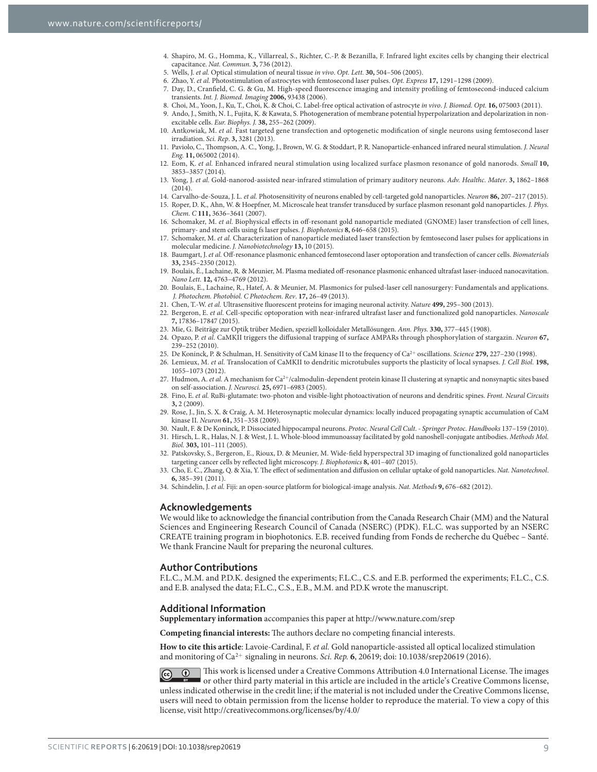4. Shapiro, M. G., Homma, K., Villarreal, S., Richter, C.-P. & Bezanilla, F. Infrared light excites cells by changing their electrical capacitance. *Nat. Commun.* **3,** 736 (2012).
5. Wells, J. *et al.* Optical stimulation of neural tissue *in vivo*. *Opt. Lett.* **30,** 504–506 (2005).
6. Zhao, Y. *et al.* Photostimulation of astrocytes with femtosecond laser pulses. *Opt. Express* **17,** 1291–1298 (2009).
7. Day, D., Cranfield, C. G. & Gu, M. High-speed fluorescence imaging and intensity profiling of femtosecond-induced calcium transients. *Int. J. Biomed. Imaging* **2006,** 93438 (2006).
8. Choi, M., Yoon, J., Ku, T., Choi, K. & Choi, C. Label-free optical activation of astrocyte *in vivo*. *J. Biomed. Opt.* **16,** 075003 (2011).
9. Ando, J., Smith, N. I., Fujita, K. & Kawata, S. Photogeneration of membrane potential hyperpolarization and depolarization in non-excitable cells. *Eur. Biophys. J.* **38,** 255–262 (2009).
10. Antkowiak, M. *et al.* Fast targeted gene transfection and optogenetic modification of single neurons using femtosecond laser irradiation. *Sci. Rep*. **3,** 3281 (2013).
11. Paviolo, C., Thompson, A. C., Yong, J., Brown, W. G. & Stoddart, P. R. Nanoparticle-enhanced infrared neural stimulation. *J. Neural Eng.* **11,** 065002 (2014).
12. Eom, K. *et al.* Enhanced infrared neural stimulation using localized surface plasmon resonance of gold nanorods. *Small* **10,** 3853–3857 (2014).
13. Yong, J. *et al.* Gold-nanorod-assisted near-infrared stimulation of primary auditory neurons. *Adv. Healthc. Mater.* **3,** 1862–1868 (2014).
14. Carvalho-de-Souza, J. L. *et al.* Photosensitivity of neurons enabled by cell-targeted gold nanoparticles. *Neuron* **86,** 207–217 (2015).
15. Roper, D. K., Ahn, W. & Hoepfner, M. Microscale heat transfer transduced by surface plasmon resonant gold nanoparticles. *J. Phys. Chem. C* **111,** 3636–3641 (2007).
16. Schomaker, M. *et al.* Biophysical effects in off-resonant gold nanoparticle mediated (GNOME) laser transfection of cell lines, primary- and stem cells using fs laser pulses. *J. Biophotonics* **8,** 646–658 (2015).
17. Schomaker, M. *et al.* Characterization of nanoparticle mediated laser transfection by femtosecond laser pulses for applications in molecular medicine. *J. Nanobiotechnology* **13,** 10 (2015).
18. Baumgart, J. *et al.* Off-resonance plasmonic enhanced femtosecond laser optoporation and transfection of cancer cells. *Biomaterials* **33,** 2345–2350 (2012).
19. Boulais, É., Lachaine, R. & Meunier, M. Plasma mediated off-resonance plasmonic enhanced ultrafast laser-induced nanocavitation. *Nano Lett.* **12,** 4763–4769 (2012).
20. Boulais, E., Lachaine, R., Hatef, A. & Meunier, M. Plasmonics for pulsed-laser cell nanosurgery: Fundamentals and applications. *J. Photochem. Photobiol. C Photochem. Rev*. **17,** 26–49 (2013).
21. Chen, T.-W. *et al.* Ultrasensitive fluorescent proteins for imaging neuronal activity. *Nature* **499,** 295–300 (2013).
22. Bergeron, E. *et al.* Cell-specific optoporation with near-infrared ultrafast laser and functionalized gold nanoparticles. *Nanoscale* **7,** 17836–17847 (2015).
23. Mie, G. Beiträge zur Optik trüber Medien, speziell kolloidaler Metallösungen. *Ann. Phys.* **330,** 377–445 (1908).
24. Opazo, P. *et al.* CaMKII triggers the diffusional trapping of surface AMPARs through phosphorylation of stargazin. *Neuron* **67,** 239–252 (2010).
25. De Koninck, P. & Schulman, H. Sensitivity of CaM kinase II to the frequency of $Ca^{2+}$ oscillations. *Science* **279,** 227–230 (1998).
26. Lemieux, M. *et al.* Translocation of CaMKII to dendritic microtubules supports the plasticity of local synapses. *J. Cell Biol.* **198,** 1055–1073 (2012).
27. Hudmon, A. *et al.* A mechanism for $Ca^{2+}$/calmodulin-dependent protein kinase II clustering at synaptic and nonsynaptic sites based on self-association. *J. Neurosci.* **25,** 6971–6983 (2005).
28. Fino, E. *et al.* RuBi-glutamate: two-photon and visible-light photoactivation of neurons and dendritic spines. *Front. Neural Circuits* **3,** 2 (2009).
29. Rose, J., Jin, S. X. & Craig, A. M. Heterosynaptic molecular dynamics: locally induced propagating synaptic accumulation of CaM kinase II. *Neuron* **61,** 351–358 (2009).
30. Nault, F. & De Koninck, P. Dissociated hippocampal neurons. *Protoc. Neural Cell Cult. - Springer Protoc. Handbooks* 137–159 (2010).
31. Hirsch, L. R., Halas, N. J. & West, J. L. Whole-blood immunoassay facilitated by gold nanoshell-conjugate antibodies. *Methods Mol. Biol.* **303,** 101–111 (2005).
32. Patskovsky, S., Bergeron, E., Rioux, D. & Meunier, M. Wide-field hyperspectral 3D imaging of functionalized gold nanoparticles targeting cancer cells by reflected light microscopy. *J. Biophotonics* **8,** 401–407 (2015).
33. Cho, E. C., Zhang, Q. & Xia, Y. The effect of sedimentation and diffusion on cellular uptake of gold nanoparticles. *Nat. Nanotechnol*. **6,** 385–391 (2011).
34. Schindelin, J. *et al.* Fiji: an open-source platform for biological-image analysis. *Nat. Methods* **9,** 676–682 (2012).

## Acknowledgements

We would like to acknowledge the financial contribution from the Canada Research Chair (MM) and the Natural Sciences and Engineering Research Council of Canada (NSERC) (PDK). F.L.C. was supported by an NSERC CREATE training program in biophotonics. E.B. received funding from Fonds de recherche du Québec – Santé. We thank Francine Nault for preparing the neuronal cultures.

## Author Contributions

F.L.C., M.M. and P.D.K. designed the experiments; F.L.C., C.S. and E.B. performed the experiments; F.L.C., C.S. and E.B. analysed the data; F.L.C., C.S., E.B., M.M. and P.D.K wrote the manuscript.

## Additional Information

**Supplementary information** accompanies this paper at http://www.nature.com/srep

**Competing financial interests:** The authors declare no competing financial interests.

**How to cite this article**: Lavoie-Cardinal, F. *et al.* Gold nanoparticle-assisted all optical localized stimulation and monitoring of $Ca^{2+}$ signaling in neurons. *Sci. Rep.* **6**, 20619; doi: 10.1038/srep20619 (2016).

This work is licensed under a Creative Commons Attribution 4.0 International License. The images or other third party material in this article are included in the article's Creative Commons license, unless indicated otherwise in the credit line; if the material is not included under the Creative Commons license, users will need to obtain permission from the license holder to reproduce the material. To view a copy of this license, visit http://creativecommons.org/licenses/by/4.0/